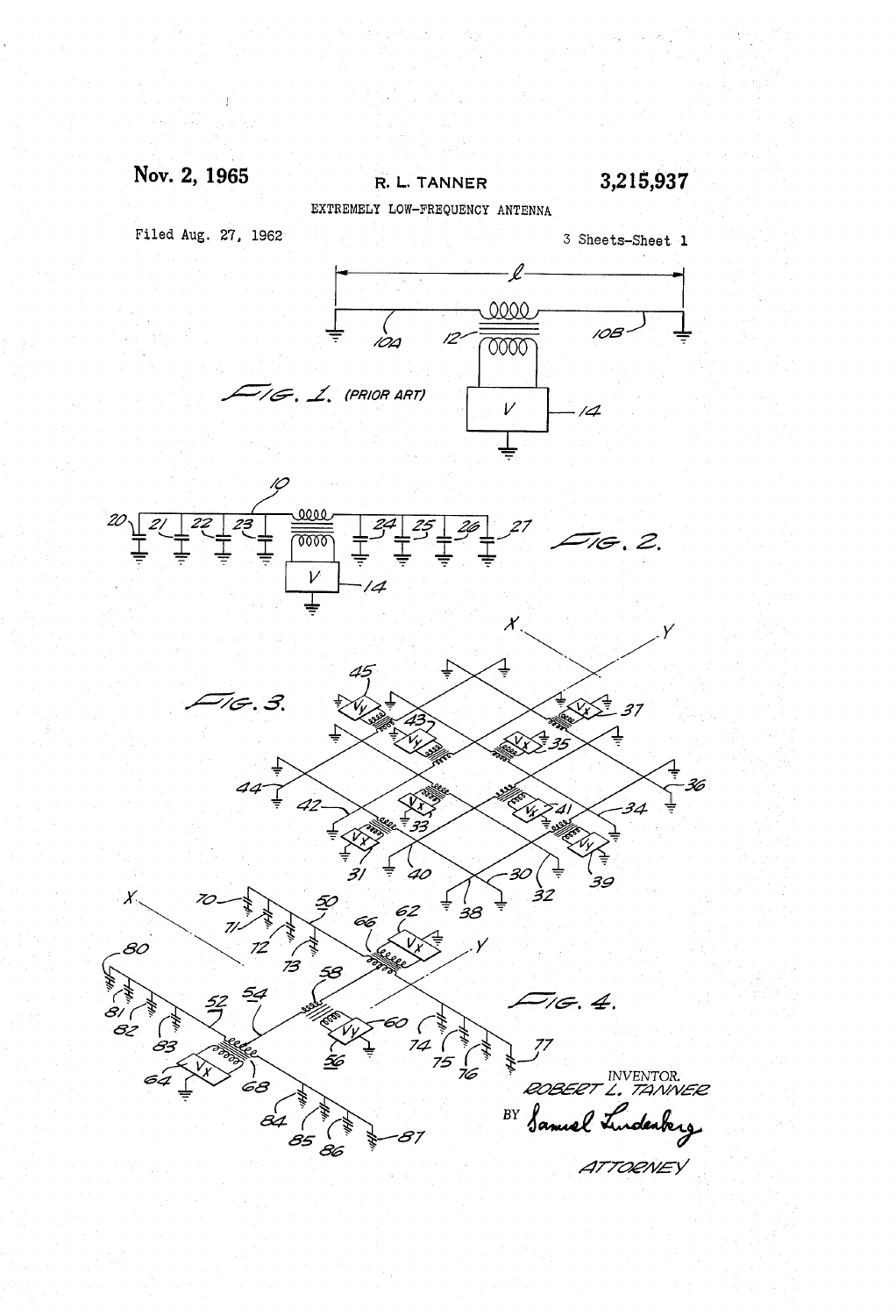Nov. 2, 1965

R. L. TANNER

3,215,937

EXTREMELY LOW-FREQUENCY ANTENNA

Filed Aug. 27, 1962

3 Sheets-Sheet 1

FIG. 1. (PRIOR ART)

FIG. 2.

FIG. 3.

FIG. 4.

INVENTOR.
ROBERT L. TANNER

BY Samuel Lindenberg

ATTORNEY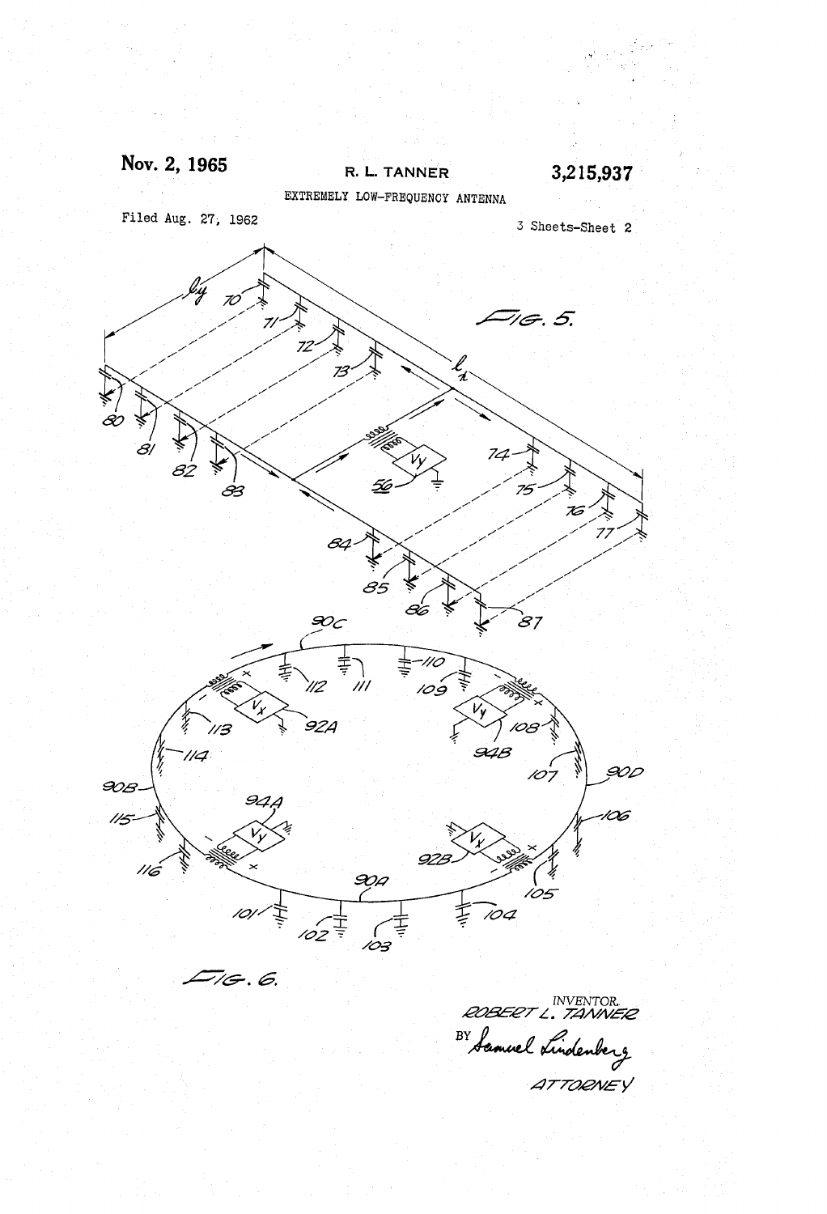Nov. 2, 1965

R. L. TANNER

3,215,937

EXTREMELY LOW-FREQUENCY ANTENNA

Filed Aug. 27, 1962

3 Sheets-Sheet 2

FIG. 5.

FIG. 6.

INVENTOR.
ROBERT L. TANNER

BY Samuel Lindenberg

ATTORNEY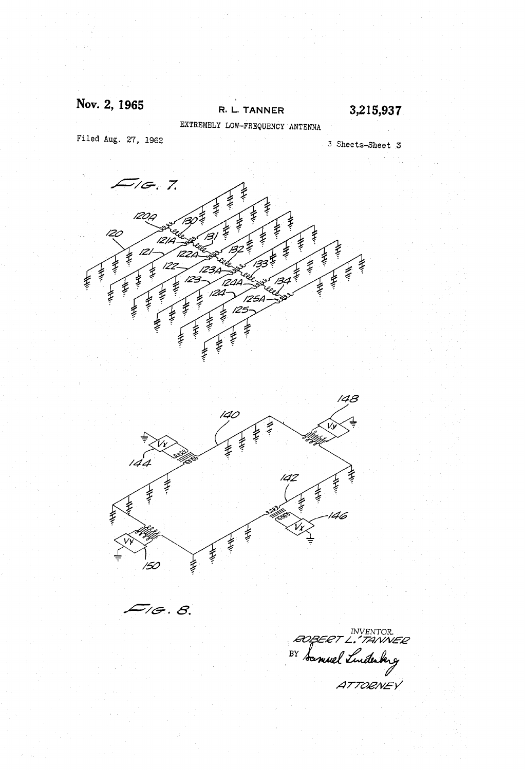Nov. 2, 1965

R. L. TANNER

3,215,937

EXTREMELY LOW-FREQUENCY ANTENNA

Filed Aug. 27, 1962

3 Sheets-Sheet 3

FIG. 7.

FIG. 8.

INVENTOR.
ROBERT L. TANNER
BY Samuel Lindenberg
ATTORNEY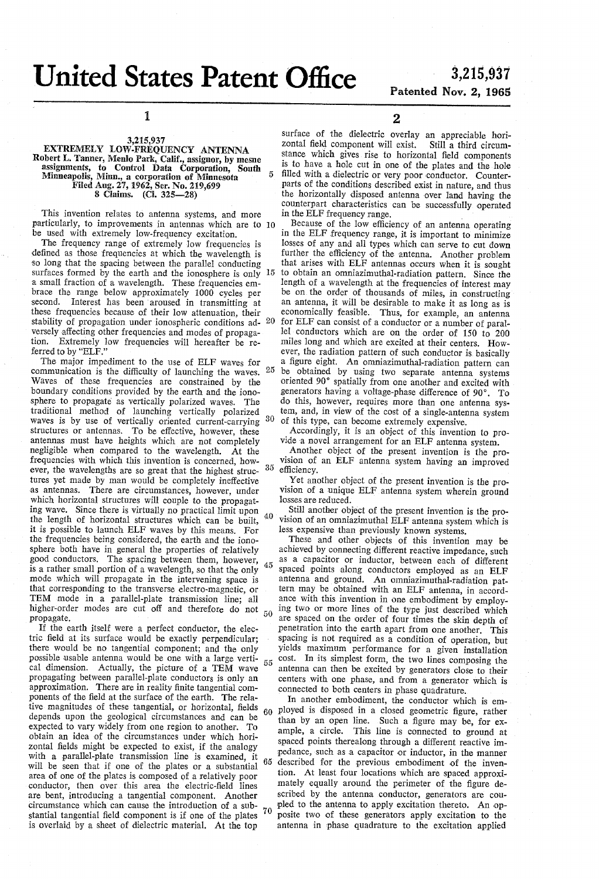# United States Patent Office

**3,215,937**

**Patented Nov. 2, 1965**

**3,215,937**

**EXTREMELY LOW-FREQUENCY ANTENNA**

Robert L. Tanner, Menlo Park, Calif., assignor, by mesne assignments, to Control Data Corporation, South Minneapolis, Minn., a corporation of Minnesota

Filed Aug. 27, 1962, Ser. No. 219,699

8 Claims. (Cl. 325—28)

This invention relates to antenna systems, and more particularly, to improvements in antennas which are to be used with extremely low-frequency excitation.

The frequency range of extremely low frequencies is defined as those frequencies at which the wavelength is so long that the spacing between the parallel conducting surfaces formed by the earth and the ionosphere is only a small fraction of a wavelength. These frequencies embrace the range below approximately 1000 cycles per second. Interest has been aroused in transmitting at these frequencies because of their low attenuation, their stability of propagation under ionospheric conditions adversely affecting other frequencies and modes of propagation. Extremely low frequencies will hereafter be referred to by "ELF."

The major impediment to the use of ELF waves for communication is the difficulty of launching the waves. Waves of these frequencies are constrained by the boundary conditions provided by the earth and the ionosphere to propagate as vertically polarized waves. The traditional method of launching vertically polarized waves is by use of vertically oriented current-carrying structures or antennas. To be effective, however, these antennas must have heights which are not completely negligible when compared to the wavelength. At the frequencies with which this invention is concerned, however, the wavelengths are so great that the highest structures yet made by man would be completely ineffective as antennas. There are circumstances, however, under which horizontal structures will couple to the propagating wave. Since there is virtually no practical limit upon the length of horizontal structures which can be built, it is possible to launch ELF waves by this means. For the frequencies being considered, the earth and the ionosphere both have in general the properties of relatively good conductors. The spacing between them, however, is a rather small portion of a wavelength, so that the only mode which will propagate in the intervening space is that corresponding to the transverse electro-magnetic, or TEM mode in a parallel-plate transmission line; all higher-order modes are cut off and therefore do not propagate.

If the earth itself were a perfect conductor, the electric field at its surface would be exactly perpendicular; there would be no tangential component; and the only possible usable antenna would be one with a large vertical dimension. Actually, the picture of a TEM wave propagating between parallel-plate conductors is only an approximation. There are in reality finite tangential components of the field at the surface of the earth. The relative magnitudes of these tangential, or horizontal, fields depends upon the geological circumstances and can be expected to vary widely from one region to another. To obtain an idea of the circumstances under which horizontal fields might be expected to exist, if the analogy with a parallel-plate transmission line is examined, it will be seen that if one of the plates or a substantial area of one of the plates is composed of a relatively poor conductor, then over this area the electric-field lines are bent, introducing a tangential component. Another circumstance which can cause the introduction of a substantial tangential field component is if one of the plates is overlaid by a sheet of dielectric material. At the top surface of the dielectric overlay an appreciable horizontal field component will exist. Still a third circumstance which gives rise to horizontal field components is to have a hole cut in one of the plates and the hole filled with a dielectric or very poor conductor. Counterparts of the conditions described exist in nature, and thus the horizontally disposed antenna over land having the counterpart characteristics can be successfully operated in the ELF frequency range.

Because of the low efficiency of an antenna operating in the ELF frequency range, it is important to minimize losses of any and all types which can serve to cut down further the efficiency of the antenna. Another problem that arises with ELF antennas occurs when it is sought to obtain an omniazimuthal-radiation pattern. Since the length of a wavelength at the frequencies of interest may be on the order of thousands of miles, in constructing an antenna, it will be desirable to make it as long as is economically feasible. Thus, for example, an antenna for ELF can consist of a conductor or a number of parallel conductors which are on the order of 150 to 200 miles long and which are excited at their centers. However, the radiation pattern of such conductor is basically a figure eight. An omniazimuthal-radiation pattern can be obtained by using two separate antenna systems oriented 90° spatially from one another and excited with generators having a voltage-phase difference of 90°. To do this, however, requires more than one antenna system, and, in view of the cost of a single-antenna system of this type, can become extremely expensive.

Accordingly, it is an object of this invention to provide a novel arrangement for an ELF antenna system.

Another object of the present invention is the provision of an ELF antenna system having an improved efficiency.

Yet another object of the present invention is the provision of a unique ELF antenna system wherein ground losses are reduced.

Still another object of the present invention is the provision of an omniazimuthal ELF antenna system which is less expensive than previously known systems.

These and other objects of this invention may be achieved by connecting different reactive impedance, such as a capacitor or inductor, between each of different spaced points along conductors employed as an ELF antenna and ground. An omniazimuthal-radiation pattern may be obtained with an ELF antenna, in accordance with this invention in one embodiment by employing two or more lines of the type just described which are spaced on the order of four times the skin depth of penetration into the earth apart from one another. This spacing is not required as a condition of operation, but yields maximum performance for a given installation cost. In its simplest form, the two lines composing the antenna can then be excited by generators close to their centers with one phase, and from a generator which is connected to both centers in phase quadrature.

In another embodiment, the conductor which is employed is disposed in a closed geometric figure, rather than by an open line. Such a figure may be, for example, a circle. This line is connected to ground at spaced points therealong through a different reactive impedance, such as a capacitor or inductor, in the manner described for the previous embodiment of the invention. At least four locations which are spaced approximately equally around the perimeter of the figure described by the antenna conductor, generators are coupled to the antenna to apply excitation thereto. An opposite two of these generators apply excitation to the antenna in phase quadrature to the excitation applied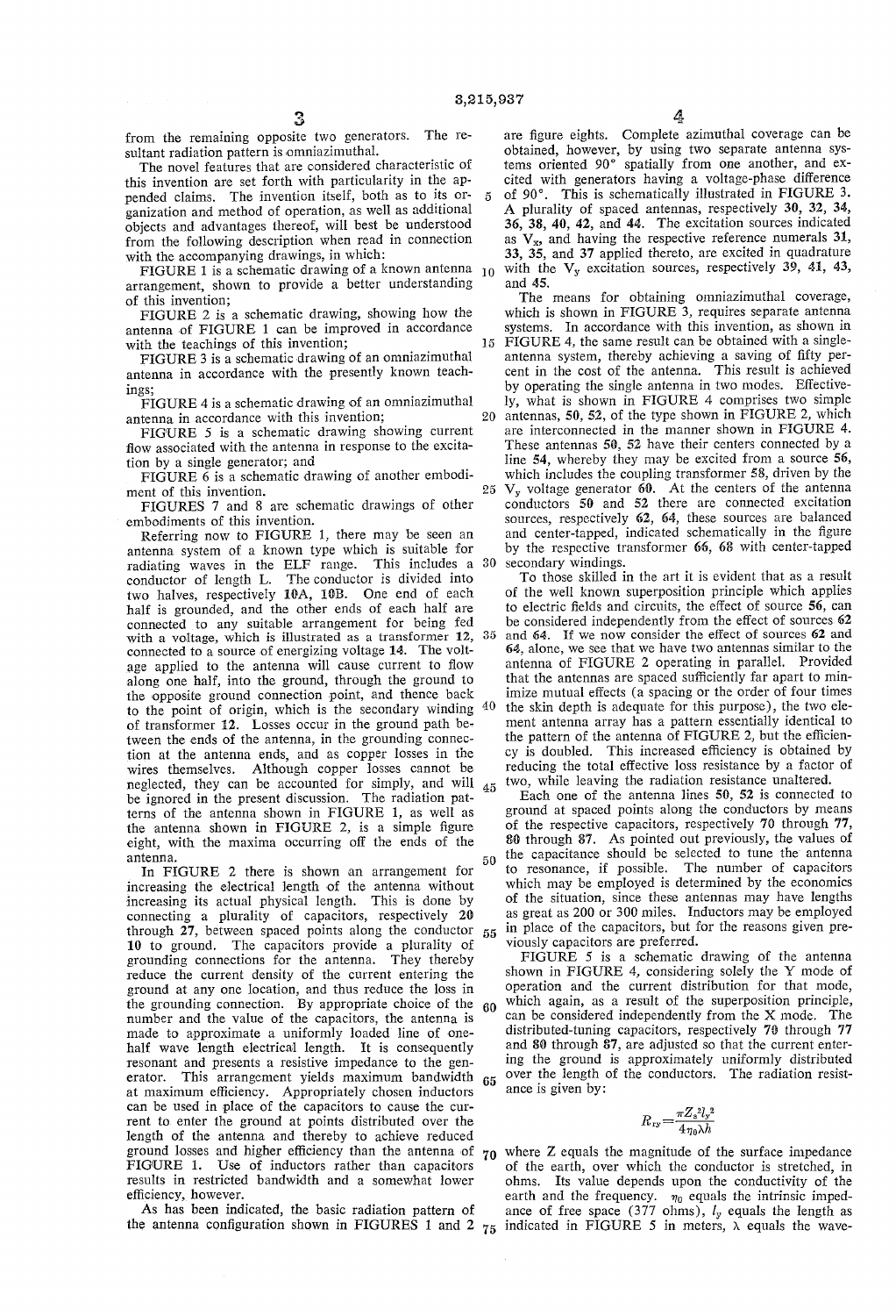from the remaining opposite two generators. The resultant radiation pattern is omniazimuthal.

The novel features that are considered characteristic of this invention are set forth with particularity in the appended claims. The invention itself, both as to its organization and method of operation, as well as additional objects and advantages thereof, will best be understood from the following description when read in connection with the accompanying drawings, in which:

FIGURE 1 is a schematic drawing of a known antenna arrangement, shown to provide a better understanding of this invention;

FIGURE 2 is a schematic drawing, showing how the antenna of FIGURE 1 can be improved in accordance with the teachings of this invention;

FIGURE 3 is a schematic drawing of an omniazimuthal antenna in accordance with the presently known teachings;

FIGURE 4 is a schematic drawing of an omniazimuthal antenna in accordance with this invention;

FIGURE 5 is a schematic drawing showing current flow associated with the antenna in response to the excitation by a single generator; and

FIGURE 6 is a schematic drawing of another embodiment of this invention.

FIGURES 7 and 8 are schematic drawings of other embodiments of this invention.

Referring now to FIGURE 1, there may be seen an antenna system of a known type which is suitable for radiating waves in the ELF range. This includes a conductor of length L. The conductor is divided into two halves, respectively **10A**, **10B**. One end of each half is grounded, and the other ends of each half are connected to any suitable arrangement for being fed with a voltage, which is illustrated as a transformer **12**, connected to a source of energizing voltage **14**. The voltage applied to the antenna will cause current to flow along one half, into the ground, through the ground to the opposite ground connection point, and thence back to the point of origin, which is the secondary winding of transformer **12**. Losses occur in the ground path between the ends of the antenna, in the grounding connection at the antenna ends, and as copper losses in the wires themselves. Although copper losses cannot be neglected, they can be accounted for simply, and will be ignored in the present discussion. The radiation patterns of the antenna shown in FIGURE 1, as well as the antenna shown in FIGURE 2, is a simple figure eight, with the maxima occurring off the ends of the antenna.

In FIGURE 2 there is shown an arrangement for increasing the electrical length of the antenna without increasing its actual physical length. This is done by connecting a plurality of capacitors, respectively **20** through **27**, between spaced points along the conductor **10** to ground. The capacitors provide a plurality of grounding connections for the antenna. They thereby reduce the current density of the current entering the ground at any one location, and thus reduce the loss in the grounding connection. By appropriate choice of the number and the value of the capacitors, the antenna is made to approximate a uniformly loaded line of one-half wave length electrical length. It is consequently resonant and presents a resistive impedance to the generator. This arrangement yields maximum bandwidth at maximum efficiency. Appropriately chosen inductors can be used in place of the capacitors to cause the current to enter the ground at points distributed over the length of the antenna and thereby to achieve reduced ground losses and higher efficiency than the antenna of FIGURE 1. Use of inductors rather than capacitors results in restricted bandwidth and a somewhat lower efficiency, however.

As has been indicated, the basic radiation pattern of the antenna configuration shown in FIGURES 1 and 2 are figure eights. Complete azimuthal coverage can be obtained, however, by using two separate antenna systems oriented 90° spatially from one another, and excited with generators having a voltage-phase difference of 90°. This is schematically illustrated in FIGURE 3. A plurality of spaced antennas, respectively **30**, **32**, **34**, **36**, **38**, **40**, **42**, and **44**. The excitation sources indicated as $V_x$, and having the respective reference numerals **31**, **33**, **35**, and **37** applied thereto, are excited in quadrature with the $V_y$ excitation sources, respectively **39**, **41**, **43**, and **45**.

The means for obtaining omniazimuthal coverage, which is shown in FIGURE 3, requires separate antenna systems. In accordance with this invention, as shown in FIGURE 4, the same result can be obtained with a single-antenna system, thereby achieving a saving of fifty percent in the cost of the antenna. This result is achieved by operating the single antenna in two modes. Effectively, what is shown in FIGURE 4 comprises two simple antennas, **50**, **52**, of the type shown in FIGURE 2, which are interconnected in the manner shown in FIGURE 4. These antennas **50**, **52** have their centers connected by a line **54**, whereby they may be excited from a source **56**, which includes the coupling transformer **58**, driven by the $V_y$ voltage generator **60**. At the centers of the antenna conductors **50** and **52** there are connected excitation sources, respectively **62**, **64**, these sources are balanced and center-tapped, indicated schematically in the figure by the respective transformer **66**, **68** with center-tapped secondary windings.

To those skilled in the art it is evident that as a result of the well known superposition principle which applies to electric fields and circuits, the effect of source **56**, can be considered independently from the effect of sources **62** and **64**. If we now consider the effect of sources **62** and **64**, alone, we see that we have two antennas similar to the antenna of FIGURE 2 operating in parallel. Provided that the antennas are spaced sufficiently far apart to minimize mutual effects (a spacing or the order of four times the skin depth is adequate for this purpose), the two element antenna array has a pattern essentially identical to the pattern of the antenna of FIGURE 2, but the efficiency is doubled. This increased efficiency is obtained by reducing the total effective loss resistance by a factor of two, while leaving the radiation resistance unaltered.

Each one of the antenna lines **50**, **52** is connected to ground at spaced points along the conductors by means of the respective capacitors, respectively **70** through **77**, **80** through **87**. As pointed out previously, the values of the capacitance should be selected to tune the antenna to resonance, if possible. The number of capacitors which may be employed is determined by the economics of the situation, since these antennas may have lengths as great as 200 or 300 miles. Inductors may be employed in place of the capacitors, but for the reasons given previously capacitors are preferred.

FIGURE 5 is a schematic drawing of the antenna shown in FIGURE 4, considering solely the Y mode of operation and the current distribution for that mode, which again, as a result of the superposition principle, can be considered independently from the X mode. The distributed-tuning capacitors, respectively **70** through **77** and **80** through **87**, are adjusted so that the current entering the ground is approximately uniformly distributed over the length of the conductors. The radiation resistance is given by:

$$R_{ry}=\frac{\pi Z_s^2 l_y^2}{4\eta_0 \lambda h}$$

where Z equals the magnitude of the surface impedance of the earth, over which the conductor is stretched, in ohms. Its value depends upon the conductivity of the earth and the frequency. $\eta_0$ equals the intrinsic impedance of free space (377 ohms), $l_y$ equals the length as indicated in FIGURE 5 in meters, $\lambda$ equals the wave-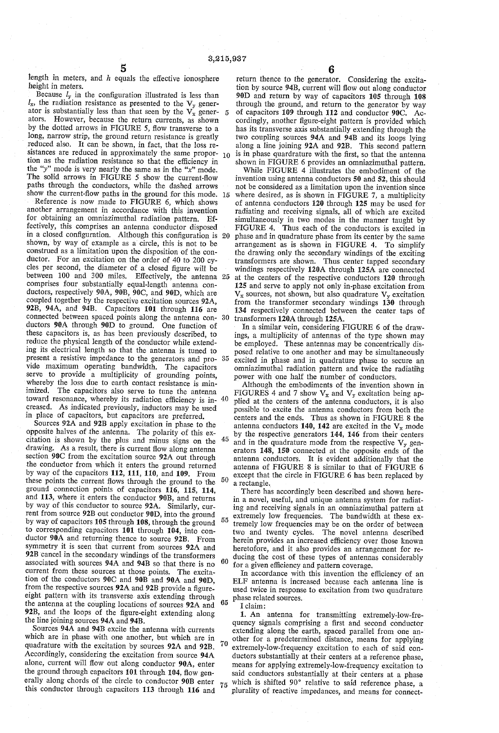length in meters, and $h$ equals the effective ionosphere height in meters.

Because $l_y$ in the configuration illustrated is less than $l_x$, the radiation resistance as presented to the $V_y$ generator is substantially less than that seen by the $V_x$ generators. However, because the return currents, as shown by the dotted arrows in FIGURE 5, flow transverse to a long, narrow strip, the ground return resistance is greatly reduced also. It can be shown, in fact, that the loss resistances are reduced in approximately the same proportion as the radiation resistance so that the efficiency in the "$y$" mode is very nearly the same as in the "$x$" mode. The solid arrows in FIGURE 5 show the current-flow paths through the conductors, while the dashed arrows show the current-flow paths in the ground for this mode.

Reference is now made to FIGURE 6, which shows another arrangement in accordance with this invention for obtaining an omniazimuthal radiation pattern. Effectively, this comprises an antenna conductor disposed in a closed configuration. Although this configuration is shown, by way of example as a circle, this is not to be construed as a limitation upon the disposition of the conductor. For an excitation on the order of 40 to 200 cycles per second, the diameter of a closed figure will be between 100 and 300 miles. Effectively, the antenna comprises four substantially equal-length antenna conductors, respectively **90A**, **90B**, **90C**, and **90D**, which are coupled together by the respective excitation sources **92A**, **92B**, **94A**, and **94B**. Capacitors **101** through **116** are connected between spaced points along the antenna conductors **90A** through **90D** to ground. One function of these capacitors is, as has been previously described, to reduce the physical length of the conductor while extending its electrical length so that the antenna is tuned to present a resistive impedance to the generators and provide maximum operating bandwidth. The capacitors serve to provide a multiplicity of grounding points, whereby the loss due to earth contact resistance is minimized. The capacitors also serve to tune the antenna toward resonance, whereby its radiation efficiency is increased. As indicated previously, inductors may be used in place of capacitors, but capacitors are preferred.

Sources **92A** and **92B** apply excitation in phase to the opposite halves of the antenna. The polarity of this excitation is shown by the plus and minus signs on the drawing. As a result, there is current flow along antenna section **90C** from the excitation source **92A** out through the conductor from which it enters the ground returned by way of the capacitors **112**, **111**, **110**, and **109**. From these points the current flows through the ground to the ground connection points of capacitors **116**, **115**, **114**, and **113**, where it enters the conductor **90B**, and returns by way of this conductor to source **92A**. Similarly, current from source **92B** out conductor **90D**, into the ground by way of capacitors **105** through **108**, through the ground to corresponding capacitors **101** through **104**, into conductor **90A** and returning thence to source **92B**. From symmetry it is seen that current from sources **92A** and **92B** cancel in the secondary windings of the transformers associated with sources **94A** and **94B** so that there is no current from these sources at those points. The excitation of the conductors **90C** and **90B** and **90A** and **90D**, from the respective sources **92A** and **92B** provide a figure-eight pattern with its transverse axis extending through the antenna at the coupling locations of sources **92A** and **92B**, and the loops of the figure-eight extending along the line joining sources **94A** and **94B**.

Sources **94A** and **94B** excite the antenna with currents which are in phase with one another, but which are in quadrature with the excitation by sources **92A** and **92B**. Accordingly, considering the excitation from source **94A** alone, current will flow out along conductor **90A**, enter the ground through capacitors **101** through **104**, flow generally along chords of the circle to conductor **90B** enter this conductor through capacitors **113** through **116** and return thence to the generator. Considering the excitation by source **94B**, current will flow out along conductor **90D** and return by way of capacitors **105** through **108** through the ground, and return to the generator by way of capacitors **109** through **112** and conductor **90C**. Accordingly, another figure-eight pattern is provided which has its transverse axis substantially extending through the two coupling sources **94A** and **94B** and its loops lying along a line joining **92A** and **92B**. This second pattern is in phase quadrature with the first, so that the antenna shown in FIGURE 6 provides an omniazimuthal pattern.

While FIGURE 4 illustrates the embodiment of the invention using antenna conductors **50** and **52**, this should not be considered as a limitation upon the invention since where desired, as is shown in FIGURE 7, a multiplicity of antenna conductors **120** through **125** may be used for radiating and receiving signals, all of which are excited simultaneously in two modes in the manner taught by FIGURE 4. Thus each of the conductors is excited in phase and in quadrature phase from its center by the same arrangement as is shown in FIGURE 4. To simplify the drawing only the secondary windings of the exciting transformers are shown. Thus center tapped secondary windings respectively **120A** through **125A** are connected at the centers of the respective conductors **120** through **125** and serve to apply not only in-phase excitation from $V_x$ sources, not shown, but also quadrature $V_y$ excitation from the transformer secondary windings **130** through **134** respectively connected between the center taps of transformers **120A** through **125A**.

In a similar vein, considering FIGURE 6 of the drawings, a multiplicity of antennas of the type shown may be employed. These antennas may be concentrically disposed relative to one another and may be simultaneously excited in phase and in quadrature phase to secure an omniazimuthal radiation pattern and twice the radiating power with one half the number of conductors.

Although the embodiments of the invention shown in FIGURES 4 and 7 show $V_x$ and $V_y$ excitation being applied at the centers of the antenna conductors, it is also possible to excite the antenna conductors from both the centers and the ends. Thus as shown in FIGURE 8 the antenna conductors **140**, **142** are excited in the $V_x$ mode by the respective generators **144**, **146** from their centers and in the quadrature mode from the respective $V_y$ generators **148**, **150** connected at the opposite ends of the antenna conductors. It is evident additionally that the antenna of FIGURE 8 is similar to that of FIGURE 6 except that the circle in FIGURE 6 has been replaced by a rectangle.

There has accordingly been described and shown herein a novel, useful, and unique antenna system for radiating and receiving signals in an omniazimuthal pattern at extremely low frequencies. The bandwidth at these extremely low frequencies may be on the order of between two and twenty cycles. The novel antenna described herein provides an increased efficiency over those known heretofore, and it also provides an arrangement for reducing the cost of these types of antennas considerably for a given efficiency and pattern coverage.

In accordance with this invention the efficiency of an ELF antenna is increased because each antenna line is used twice in response to excitation from two quadrature phase related sources.

I claim:

1. An antenna for transmitting extremely-low-frequency signals comprising a first and second conductor extending along the earth, spaced parallel from one another for a predetermined distance, means for applying extremely-low-frequency excitation to each of said conductors substantially at their centers at a reference phase, means for applying extremely-low-frequency excitation to said conductors substantially at their centers at a phase which is shifted 90° relative to said reference phase, a plurality of reactive impedances, and means for connect-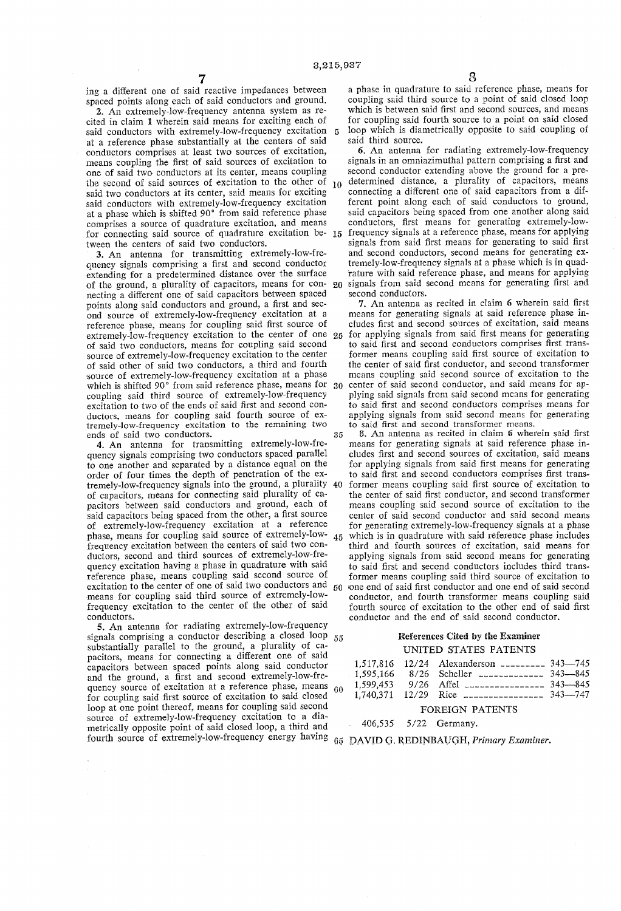ing a different one of said reactive impedances between spaced points along each of said conductors and ground.

2. An extremely-low-frequency antenna system as recited in claim 1 wherein said means for exciting each of said conductors with extremely-low-frequency excitation at a reference phase substantially at the centers of said conductors comprises at least two sources of excitation, means coupling the first of said sources of excitation to one of said two conductors at its center, means coupling the second of said sources of excitation to the other of said two conductors at its center, said means for exciting said conductors with extremely-low-frequency excitation at a phase which is shifted 90° from said reference phase comprises a source of quadrature excitation, and means for connecting said source of quadrature excitation between the centers of said two conductors.

3. An antenna for transmitting extremely-low-frequency signals comprising a first and second conductor extending for a predetermined distance over the surface of the ground, a plurality of capacitors, means for connecting a different one of said capacitors between spaced points along said conductors and ground, a first and second source of extremely-low-frequency excitation at a reference phase, means for coupling said first source of extremely-low-frequency excitation to the center of one of said two conductors, means for coupling said second source of extremely-low-frequency excitation to the center of said other of said two conductors, a third and fourth source of extremely-low-frequency excitation at a phase which is shifted 90° from said reference phase, means for coupling said third source of extremely-low-frequency excitation to two of the ends of said first and second conductors, means for coupling said fourth source of extremely-low-frequency excitation to the remaining two ends of said two conductors.

4. An antenna for transmitting extremely-low-frequency signals comprising two conductors spaced parallel to one another and separated by a distance equal on the order of four times the depth of penetration of the extremely-low-frequency signals into the ground, a plurality of capacitors, means for connecting said plurality of capacitors between said conductors and ground, each of said capacitors being spaced from the other, a first source of extremely-low-frequency excitation at a reference phase, means for coupling said source of extremely-low-frequency excitation between the centers of said two conductors, second and third sources of extremely-low-frequency excitation having a phase in quadrature with said reference phase, means coupling said second source of excitation to the center of one of said two conductors and means for coupling said third source of extremely-low-frequency excitation to the center of the other of said conductors.

5. An antenna for radiating extremely-low-frequency signals comprising a conductor describing a closed loop substantially parallel to the ground, a plurality of capacitors, means for connecting a different one of said capacitors between spaced points along said conductor and the ground, a first and second extremely-low-frequency source of excitation at a reference phase, means for coupling said first source of excitation to said closed loop at one point thereof, means for coupling said second source of extremely-low-frequency excitation to a diametrically opposite point of said closed loop, a third and fourth source of extremely-low-frequency energy having a phase in quadrature to said reference phase, means for coupling said third source to a point of said closed loop which is between said first and second sources, and means for coupling said fourth source to a point on said closed loop which is diametrically opposite to said coupling of said third source.

6. An antenna for radiating extremely-low-frequency signals in an omniazimuthal pattern comprising a first and second conductor extending above the ground for a predetermined distance, a plurality of capacitors, means connecting a different one of said capacitors from a different point along each of said conductors to ground, said capacitors being spaced from one another along said conductors, first means for generating extremely-low-frequency signals at a reference phase, means for applying signals from said first means for generating to said first and second conductors, second means for generating extremely-low-frequency signals at a phase which is in quadrature with said reference phase, and means for applying signals from said second means for generating first and second conductors.

7. An antenna as recited in claim 6 wherein said first means for generating signals at said reference phase includes first and second sources of excitation, said means for applying signals from said first means for generating to said first and second conductors comprises first transformer means coupling said first source of excitation to the center of said first conductor, and second transformer means coupling said second source of excitation to the center of said second conductor, and said means for applying said signals from said second means for generating to said first and second conductors comprises means for applying signals from said second means for generating to said first and second transformer means.

8. An antenna as recited in claim 6 wherein said first means for generating signals at said reference phase includes first and second sources of excitation, said means for applying signals from said first means for generating to said first and second conductors comprises first transformer means coupling said first source of excitation to the center of said first conductor, and second transformer means coupling said second source of excitation to the center of said second conductor and said second means for generating extremely-low-frequency signals at a phase which is in quadrature with said reference phase includes third and fourth sources of excitation, said means for applying signals from said second means for generating to said first and second conductors includes third transformer means coupling said third source of excitation to one end of said first conductor and one end of said second conductor, and fourth transformer means coupling said fourth source of excitation to the other end of said first conductor and the end of said second conductor.

## References Cited by the Examiner

### UNITED STATES PATENTS

| | | | |
|---|---|---|---|
| 1,517,816 | 12/24 | Alexanderson | 343—745 |
| 1,595,166 | 8/26 | Scheller | 343—845 |
| 1,599,453 | 9/26 | Affel | 343—845 |
| 1,740,371 | 12/29 | Rice | 343—747 |

### FOREIGN PATENTS

| | | |
|---|---|---|
| 406,535 | 5/22 | Germany. |

DAVID G. REDINBAUGH, *Primary Examiner.*